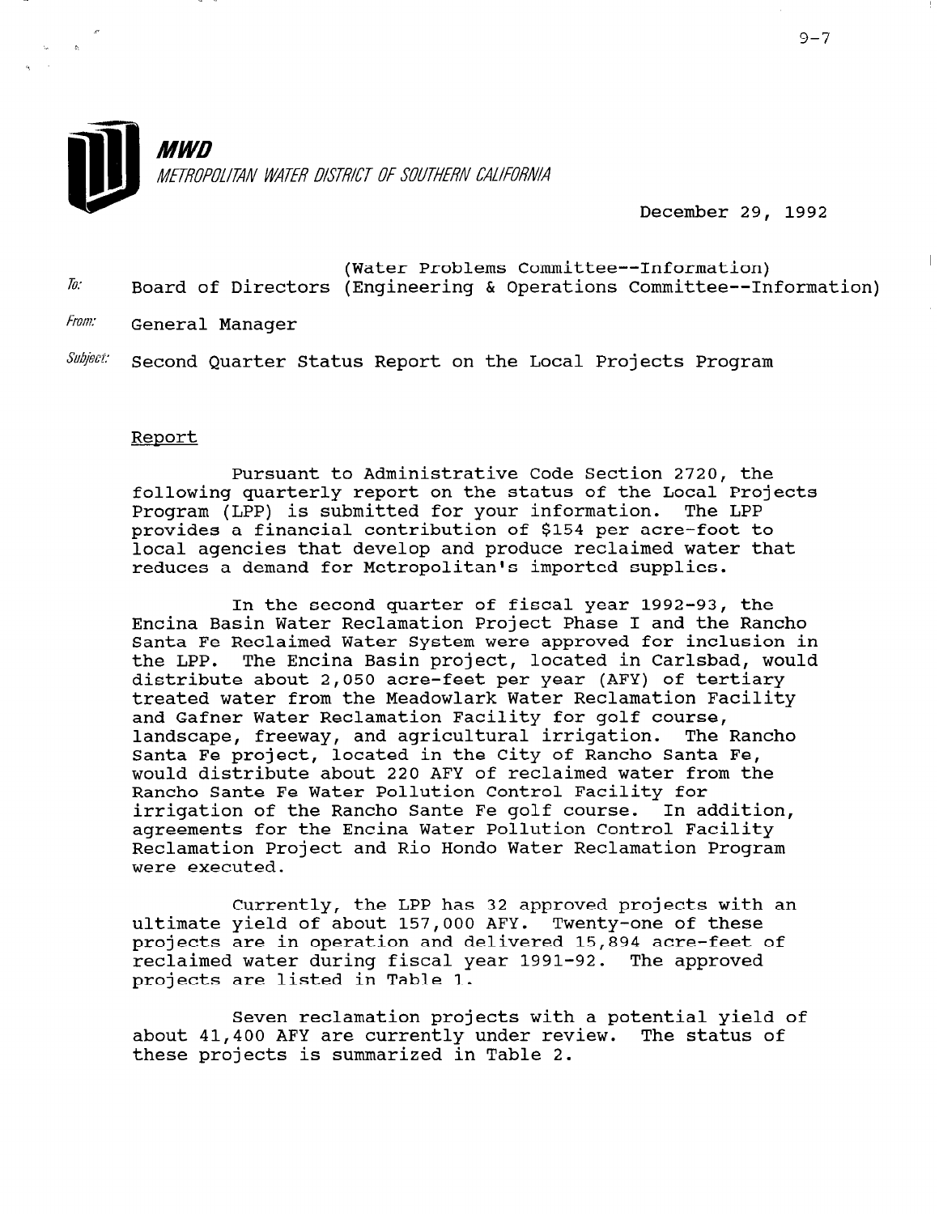**MWD**
*METROPOLITAN WATER DISTRICT OF SOUTHERN CALIFORNIA*

December 29, 1992

To: Board of Directors (Water Problems Committee--Information)
(Engineering & Operations Committee--Information)

From: General Manager

Subject: Second Quarter Status Report on the Local Projects Program

## Report

Pursuant to Administrative Code Section 2720, the following quarterly report on the status of the Local Projects Program (LPP) is submitted for your information. The LPP provides a financial contribution of $154 per acre-foot to local agencies that develop and produce reclaimed water that reduces a demand for Metropolitan's imported supplies.

In the second quarter of fiscal year 1992-93, the Encina Basin Water Reclamation Project Phase I and the Rancho Santa Fe Reclaimed Water System were approved for inclusion in the LPP. The Encina Basin project, located in Carlsbad, would distribute about 2,050 acre-feet per year (AFY) of tertiary treated water from the Meadowlark Water Reclamation Facility and Gafner Water Reclamation Facility for golf course, landscape, freeway, and agricultural irrigation. The Rancho Santa Fe project, located in the City of Rancho Santa Fe, would distribute about 220 AFY of reclaimed water from the Rancho Sante Fe Water Pollution Control Facility for irrigation of the Rancho Sante Fe golf course. In addition, agreements for the Encina Water Pollution Control Facility Reclamation Project and Rio Hondo Water Reclamation Program were executed.

Currently, the LPP has 32 approved projects with an ultimate yield of about 157,000 AFY. Twenty-one of these projects are in operation and delivered 15,894 acre-feet of reclaimed water during fiscal year 1991-92. The approved projects are listed in Table 1.

Seven reclamation projects with a potential yield of about 41,400 AFY are currently under review. The status of these projects is summarized in Table 2.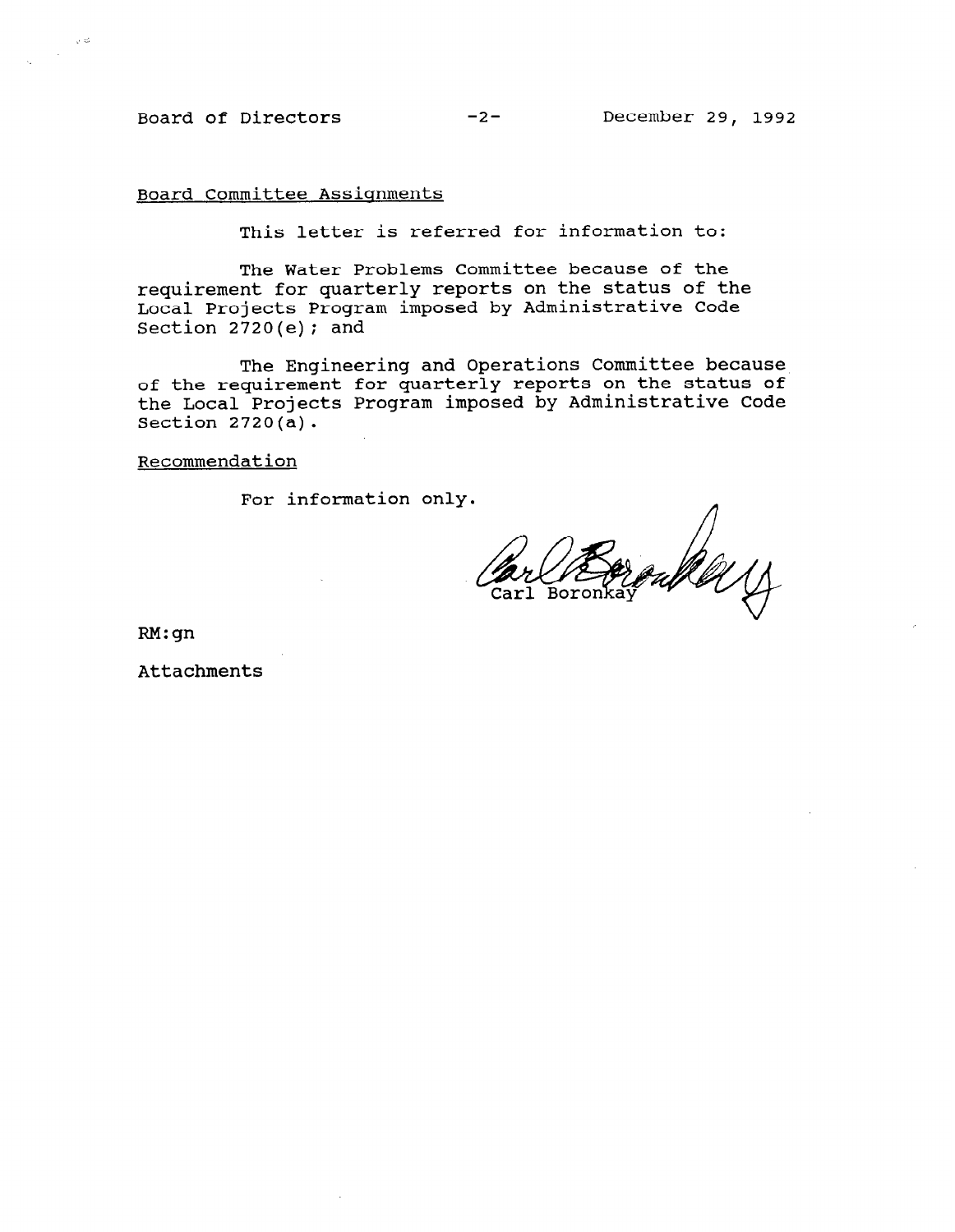Board Committee Assignments

This letter is referred for information to:

The Water Problems Committee because of the requirement for quarterly reports on the status of the Local Projects Program imposed by Administrative Code Section 2720(e); and

The Engineering and Operations Committee because of the requirement for quarterly reports on the status of the Local Projects Program imposed by Administrative Code Section 2720(a).

Recommendation

For information only.

Carl Boronkay

RM:gn

Attachments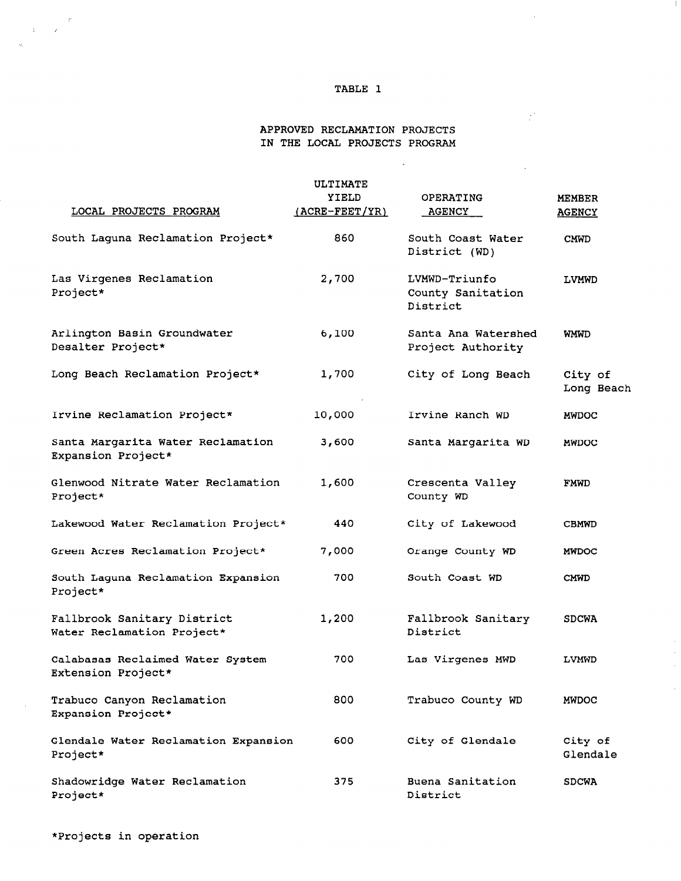TABLE 1

APPROVED RECLAMATION PROJECTS
IN THE LOCAL PROJECTS PROGRAM

| LOCAL PROJECTS PROGRAM | ULTIMATE YIELD (ACRE-FEET/YR) | OPERATING AGENCY | MEMBER AGENCY |
|---|---|---|---|
| South Laguna Reclamation Project* | 860 | South Coast Water District (WD) | CMWD |
| Las Virgenes Reclamation Project* | 2,700 | LVMWD-Triunfo County Sanitation District | LVMWD |
| Arlington Basin Groundwater Desalter Project* | 6,100 | Santa Ana Watershed Project Authority | WMWD |
| Long Beach Reclamation Project* | 1,700 | City of Long Beach | City of Long Beach |
| Irvine Reclamation Project* | 10,000 | Irvine Ranch WD | MWDOC |
| Santa Margarita Water Reclamation Expansion Project* | 3,600 | Santa Margarita WD | MWDOC |
| Glenwood Nitrate Water Reclamation Project* | 1,600 | Crescenta Valley County WD | FMWD |
| Lakewood Water Reclamation Project* | 440 | City of Lakewood | CBMWD |
| Green Acres Reclamation Project* | 7,000 | Orange County WD | MWDOC |
| South Laguna Reclamation Expansion Project* | 700 | South Coast WD | CMWD |
| Fallbrook Sanitary District Water Reclamation Project* | 1,200 | Fallbrook Sanitary District | SDCWA |
| Calabasas Reclaimed Water System Extension Project* | 700 | Las Virgenes MWD | LVMWD |
| Trabuco Canyon Reclamation Expansion Project* | 800 | Trabuco County WD | MWDOC |
| Glendale Water Reclamation Expansion Project* | 600 | City of Glendale | City of Glendale |
| Shadowridge Water Reclamation Project* | 375 | Buena Sanitation District | SDCWA |

*Projects in operation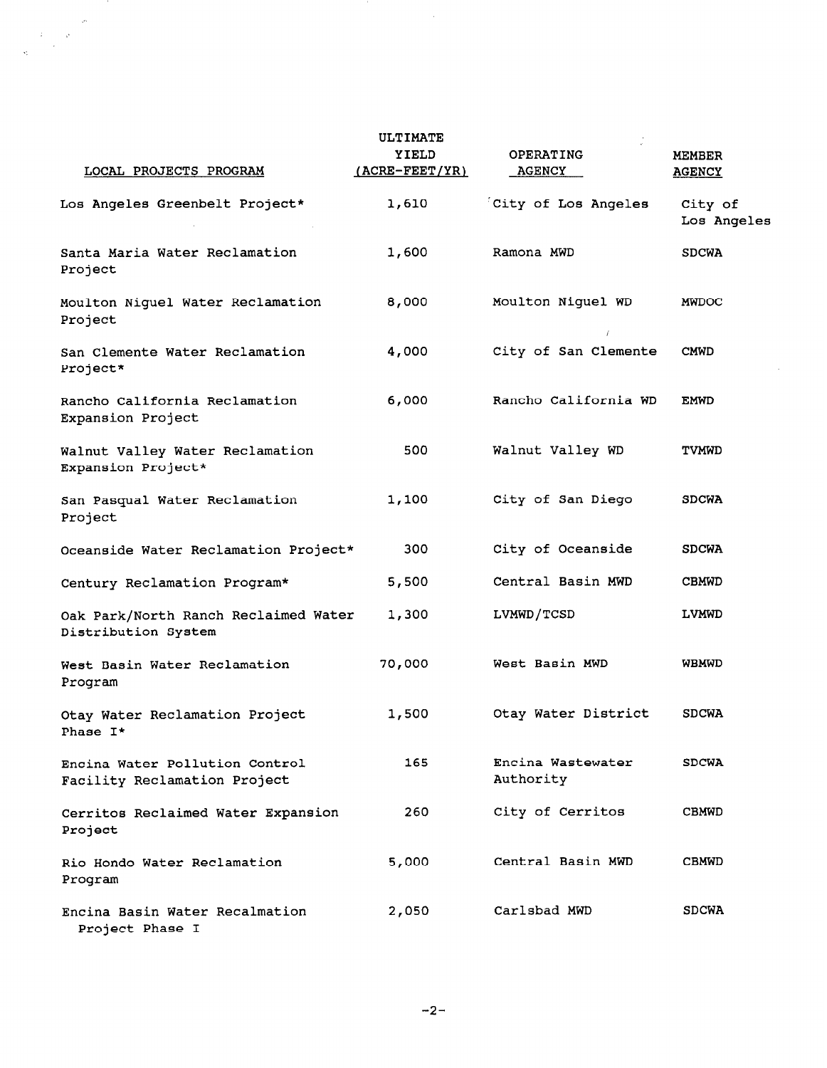| LOCAL PROJECTS PROGRAM | ULTIMATE YIELD (ACRE-FEET/YR) | OPERATING AGENCY | MEMBER AGENCY |
|---|---|---|---|
| Los Angeles Greenbelt Project* | 1,610 | City of Los Angeles | City of Los Angeles |
| Santa Maria Water Reclamation Project | 1,600 | Ramona MWD | SDCWA |
| Moulton Niguel Water Reclamation Project | 8,000 | Moulton Niguel WD | MWDOC |
| San Clemente Water Reclamation Project* | 4,000 | City of San Clemente | CMWD |
| Rancho California Reclamation Expansion Project | 6,000 | Rancho California WD | EMWD |
| Walnut Valley Water Reclamation Expansion Project* | 500 | Walnut Valley WD | TVMWD |
| San Pasqual Water Reclamation Project | 1,100 | City of San Diego | SDCWA |
| Oceanside Water Reclamation Project* | 300 | City of Oceanside | SDCWA |
| Century Reclamation Program* | 5,500 | Central Basin MWD | CBMWD |
| Oak Park/North Ranch Reclaimed Water Distribution System | 1,300 | LVMWD/TCSD | LVMWD |
| West Basin Water Reclamation Program | 70,000 | West Basin MWD | WBMWD |
| Otay Water Reclamation Project Phase I* | 1,500 | Otay Water District | SDCWA |
| Encina Water Pollution Control Facility Reclamation Project | 165 | Encina Wastewater Authority | SDCWA |
| Cerritos Reclaimed Water Expansion Project | 260 | City of Cerritos | CBMWD |
| Rio Hondo Water Reclamation Program | 5,000 | Central Basin MWD | CBMWD |
| Encina Basin Water Recalmation Project Phase I | 2,050 | Carlsbad MWD | SDCWA |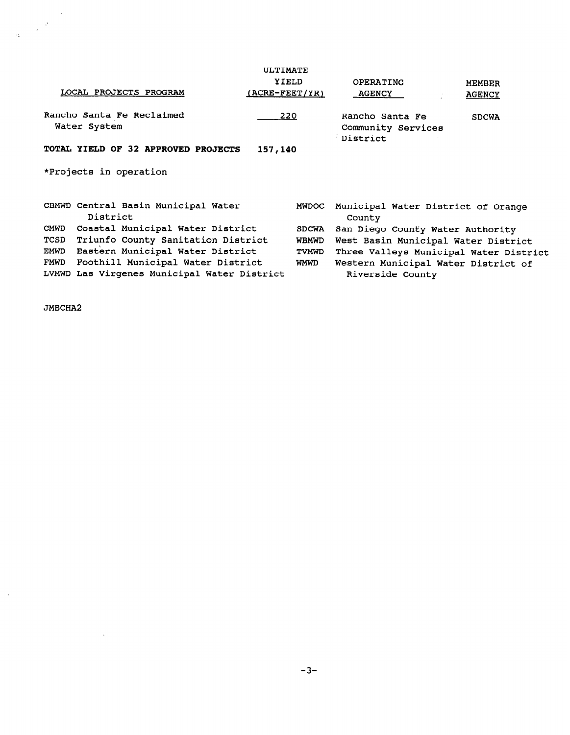| LOCAL PROJECTS PROGRAM | ULTIMATE YIELD (ACRE-FEET/YR) | OPERATING AGENCY | MEMBER AGENCY |
|---|---|---|---|
| Rancho Santa Fe Reclaimed Water System | 220 | Rancho Santa Fe Community Services District | SDCWA |
| **TOTAL YIELD OF 32 APPROVED PROJECTS** | **157,140** | | |

*Projects in operation

| | | | |
|---|---|---|---|
| CBMWD | Central Basin Municipal Water District | MWDOC | Municipal Water District of Orange County |
| CMWD | Coastal Municipal Water District | SDCWA | San Diego County Water Authority |
| TCSD | Triunfo County Sanitation District | WBMWD | West Basin Municipal Water District |
| EMWD | Eastern Municipal Water District | TVMWD | Three Valleys Municipal Water District |
| FMWD | Foothill Municipal Water District | WMWD | Western Municipal Water District of Riverside County |
| LVMWD | Las Virgenes Municipal Water District | | |

JMBCHA2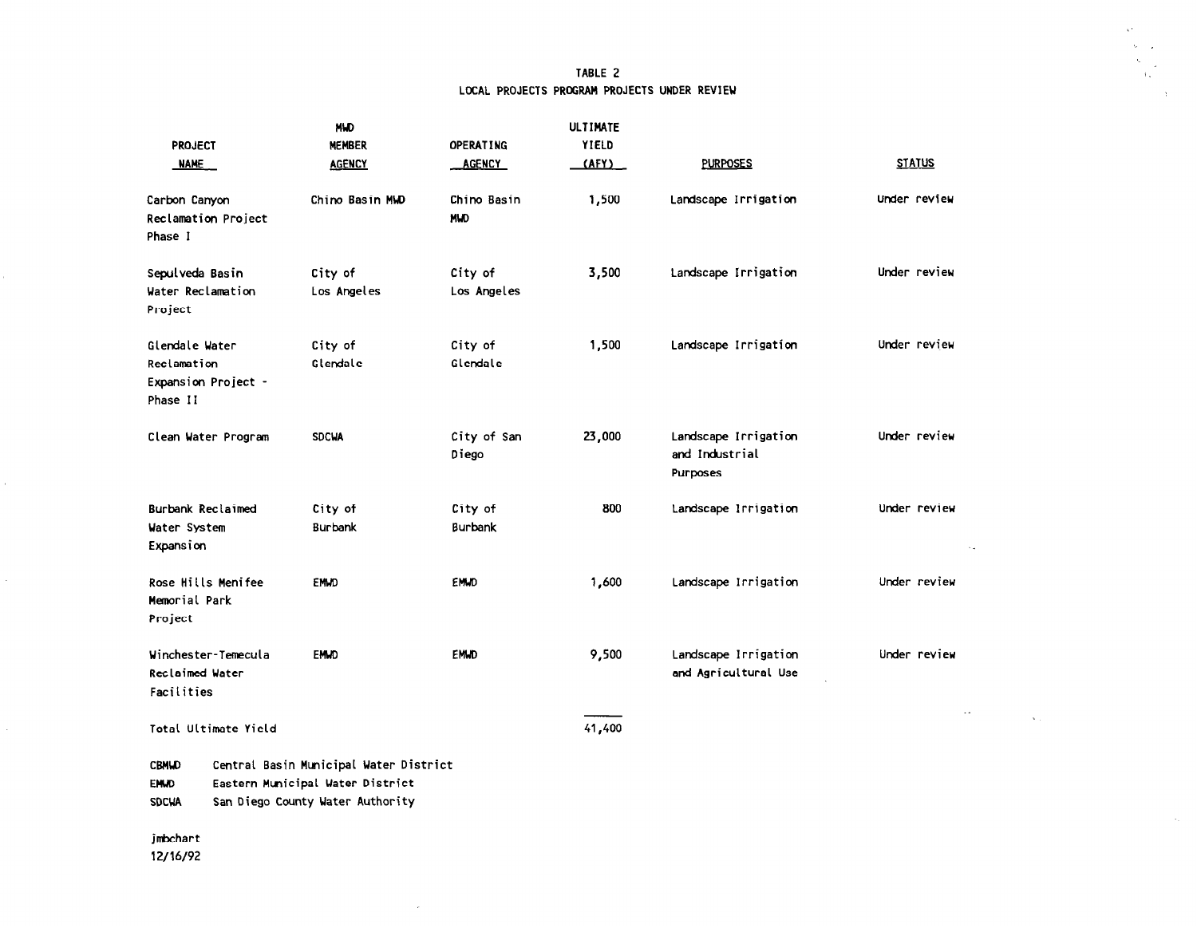TABLE 2
LOCAL PROJECTS PROGRAM PROJECTS UNDER REVIEW

| PROJECT NAME | MWD MEMBER AGENCY | OPERATING AGENCY | ULTIMATE YIELD (AFY) | PURPOSES | STATUS |
|---|---|---|---|---|---|
| Carbon Canyon Reclamation Project Phase I | Chino Basin MWD | Chino Basin MWD | 1,500 | Landscape Irrigation | Under review |
| Sepulveda Basin Water Reclamation Project | City of Los Angeles | City of Los Angeles | 3,500 | Landscape Irrigation | Under review |
| Glendale Water Reclamation Expansion Project - Phase II | City of Glendale | City of Glendale | 1,500 | Landscape Irrigation | Under review |
| Clean Water Program | SDCWA | City of San Diego | 23,000 | Landscape Irrigation and Industrial Purposes | Under review |
| Burbank Reclaimed Water System Expansion | City of Burbank | City of Burbank | 800 | Landscape Irrigation | Under review |
| Rose Hills Menifee Memorial Park Project | EMWD | EMWD | 1,600 | Landscape Irrigation | Under review |
| Winchester-Temecula Reclaimed Water Facilities | EMWD | EMWD | 9,500 | Landscape Irrigation and Agricultural Use | Under review |
| Total Ultimate Yield | | | 41,400 | | |

CBMWD Central Basin Municipal Water District
EMWD Eastern Municipal Water District
SDCWA San Diego County Water Authority

jmbchart
12/16/92